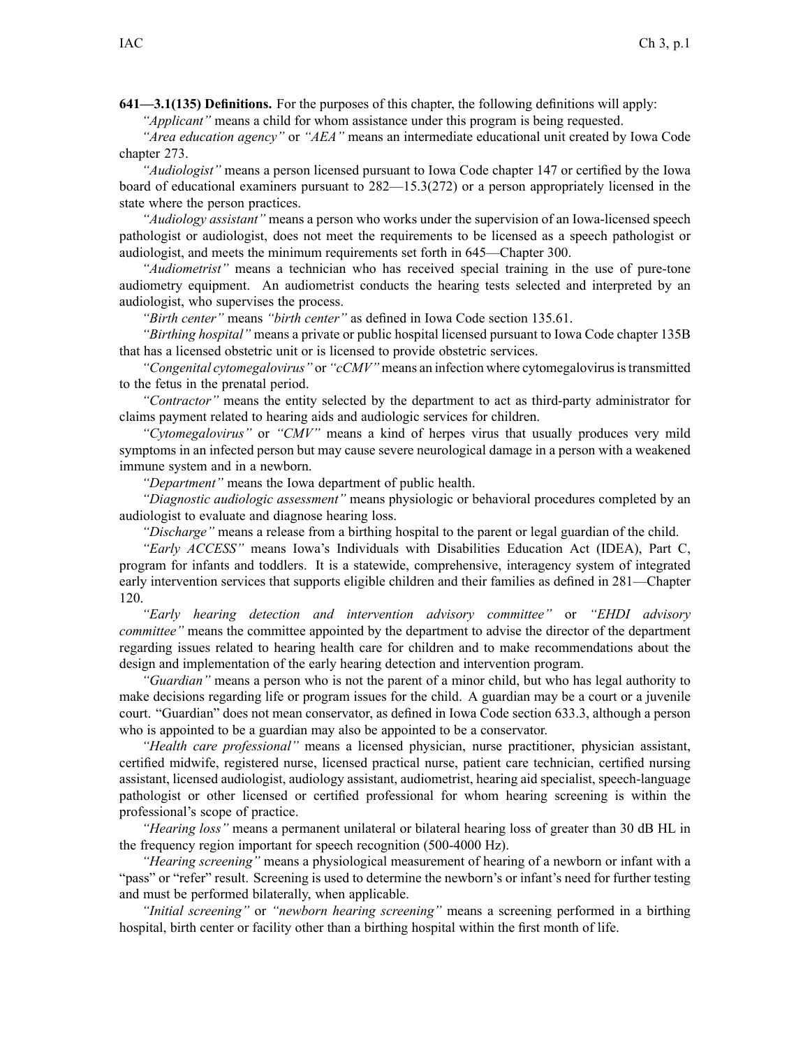**641—3.1(135) Definitions.** For the purposes of this chapter, the following definitions will apply:

*"Applicant"* means a child for whom assistance under this program is being requested.

*"Area education agency"* or *"AEA"* means an intermediate educational unit created by Iowa Code chapter 273.

*"Audiologist"* means a person licensed pursuant to Iowa Code chapter 147 or certified by the Iowa board of educational examiners pursuant to 282—15.3(272) or a person appropriately licensed in the state where the person practices.

*"Audiology assistant"* means a person who works under the supervision of an Iowa-licensed speech pathologist or audiologist, does not meet the requirements to be licensed as a speech pathologist or audiologist, and meets the minimum requirements set forth in 645—Chapter 300.

*"Audiometrist"* means a technician who has received special training in the use of pure-tone audiometry equipment. An audiometrist conducts the hearing tests selected and interpreted by an audiologist, who supervises the process.

*"Birth center"* means *"birth center"* as defined in Iowa Code section 135.61.

*"Birthing hospital"* means a private or public hospital licensed pursuant to Iowa Code chapter 135B that has a licensed obstetric unit or is licensed to provide obstetric services.

*"Congenital cytomegalovirus"* or *"cCMV"* means an infection where cytomegalovirus is transmitted to the fetus in the prenatal period.

*"Contractor"* means the entity selected by the department to act as third-party administrator for claims payment related to hearing aids and audiologic services for children.

*"Cytomegalovirus"* or *"CMV"* means a kind of herpes virus that usually produces very mild symptoms in an infected person but may cause severe neurological damage in a person with a weakened immune system and in a newborn.

*"Department"* means the Iowa department of public health.

*"Diagnostic audiologic assessment"* means physiologic or behavioral procedures completed by an audiologist to evaluate and diagnose hearing loss.

*"Discharge"* means a release from a birthing hospital to the parent or legal guardian of the child.

*"Early ACCESS"* means Iowa's Individuals with Disabilities Education Act (IDEA), Part C, program for infants and toddlers. It is a statewide, comprehensive, interagency system of integrated early intervention services that supports eligible children and their families as defined in 281—Chapter 120.

*"Early hearing detection and intervention advisory committee"* or *"EHDI advisory committee"* means the committee appointed by the department to advise the director of the department regarding issues related to hearing health care for children and to make recommendations about the design and implementation of the early hearing detection and intervention program.

*"Guardian"* means a person who is not the parent of a minor child, but who has legal authority to make decisions regarding life or program issues for the child. A guardian may be a court or a juvenile court. "Guardian" does not mean conservator, as defined in Iowa Code section 633.3, although a person who is appointed to be a guardian may also be appointed to be a conservator.

*"Health care professional"* means a licensed physician, nurse practitioner, physician assistant, certified midwife, registered nurse, licensed practical nurse, patient care technician, certified nursing assistant, licensed audiologist, audiology assistant, audiometrist, hearing aid specialist, speech-language pathologist or other licensed or certified professional for whom hearing screening is within the professional's scope of practice.

*"Hearing loss"* means a permanent unilateral or bilateral hearing loss of greater than 30 dB HL in the frequency region important for speech recognition (500-4000 Hz).

*"Hearing screening"* means a physiological measurement of hearing of a newborn or infant with a "pass" or "refer" result. Screening is used to determine the newborn's or infant's need for further testing and must be performed bilaterally, when applicable.

*"Initial screening"* or *"newborn hearing screening"* means a screening performed in a birthing hospital, birth center or facility other than a birthing hospital within the first month of life.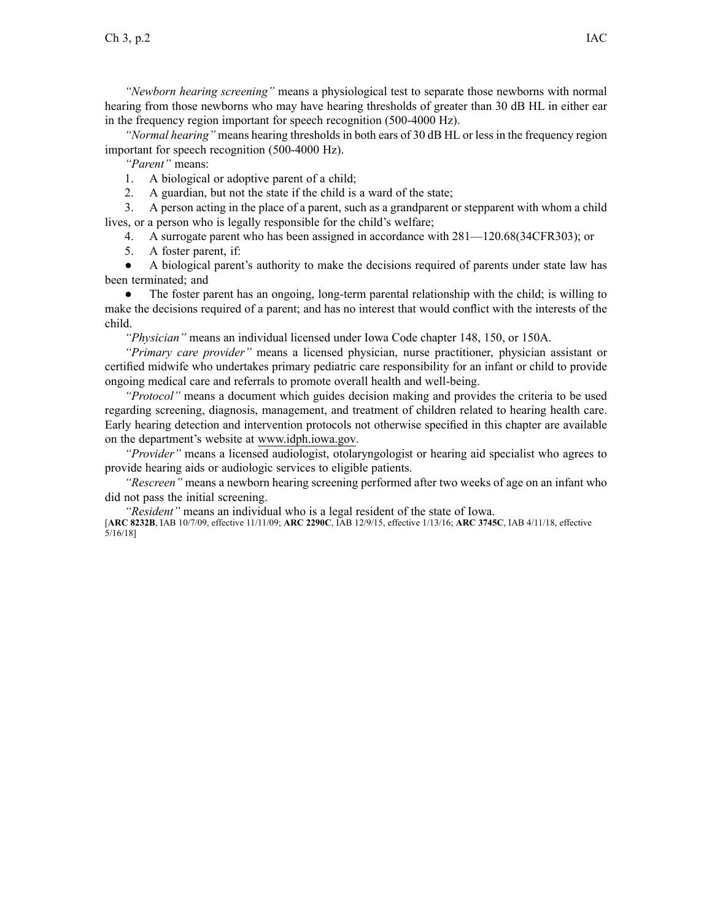*"Newborn hearing screening"* means a physiological test to separate those newborns with normal hearing from those newborns who may have hearing thresholds of greater than 30 dB HL in either ear in the frequency region important for speech recognition (500-4000 Hz).

*"Normal hearing"* means hearing thresholds in both ears of 30 dB HL or less in the frequency region important for speech recognition (500-4000 Hz).

*"Parent"* means:

1. A biological or adoptive parent of a child;
2. A guardian, but not the state if the child is a ward of the state;
3. A person acting in the place of a parent, such as a grandparent or stepparent with whom a child lives, or a person who is legally responsible for the child's welfare;
4. A surrogate parent who has been assigned in accordance with 281—120.68(34CFR303); or
5. A foster parent, if:

- A biological parent's authority to make the decisions required of parents under state law has been terminated; and
- The foster parent has an ongoing, long-term parental relationship with the child; is willing to make the decisions required of a parent; and has no interest that would conflict with the interests of the child.

*"Physician"* means an individual licensed under Iowa Code chapter 148, 150, or 150A.

*"Primary care provider"* means a licensed physician, nurse practitioner, physician assistant or certified midwife who undertakes primary pediatric care responsibility for an infant or child to provide ongoing medical care and referrals to promote overall health and well-being.

*"Protocol"* means a document which guides decision making and provides the criteria to be used regarding screening, diagnosis, management, and treatment of children related to hearing health care. Early hearing detection and intervention protocols not otherwise specified in this chapter are available on the department's website at www.idph.iowa.gov.

*"Provider"* means a licensed audiologist, otolaryngologist or hearing aid specialist who agrees to provide hearing aids or audiologic services to eligible patients.

*"Rescreen"* means a newborn hearing screening performed after two weeks of age on an infant who did not pass the initial screening.

*"Resident"* means an individual who is a legal resident of the state of Iowa.

[**ARC 8232B**, IAB 10/7/09, effective 11/11/09; **ARC 2290C**, IAB 12/9/15, effective 1/13/16; **ARC 3745C**, IAB 4/11/18, effective 5/16/18]